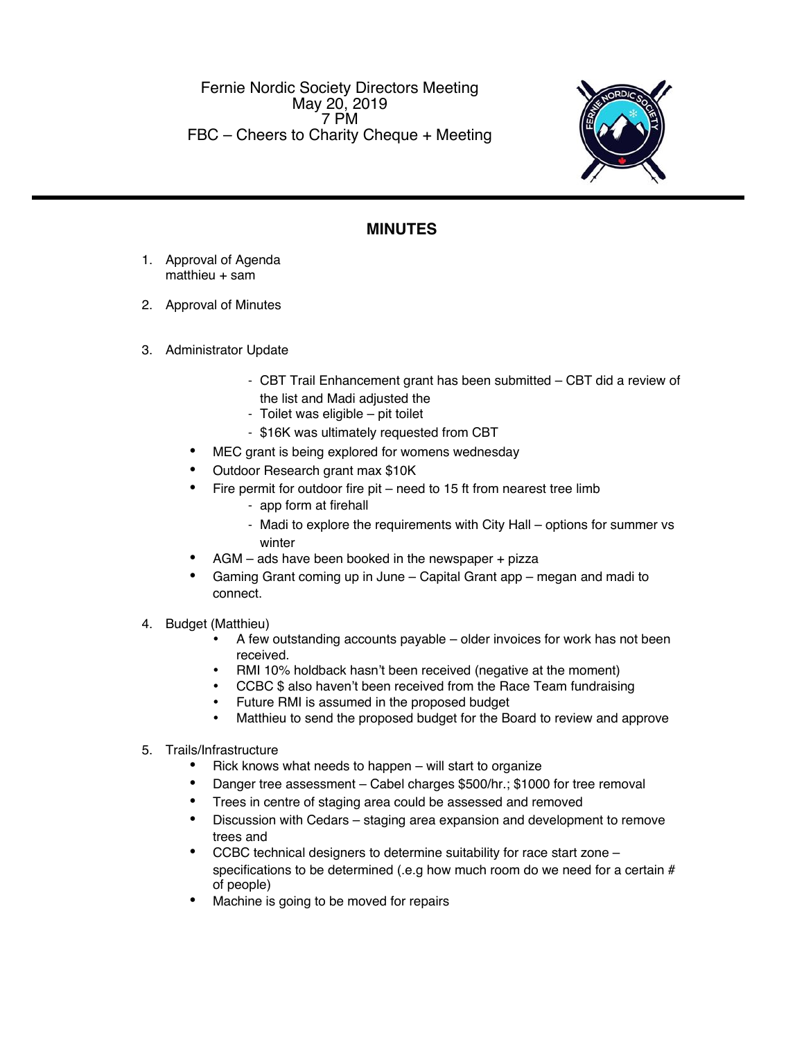Fernie Nordic Society Directors Meeting
May 20, 2019
7 PM
FBC – Cheers to Charity Cheque + Meeting

## MINUTES

1. Approval of Agenda
   matthieu + sam

2. Approval of Minutes

3. Administrator Update
   - CBT Trail Enhancement grant has been submitted – CBT did a review of the list and Madi adjusted the
   - Toilet was eligible – pit toilet
   - $16K was ultimately requested from CBT
   - MEC grant is being explored for womens wednesday
   - Outdoor Research grant max $10K
   - Fire permit for outdoor fire pit – need to 15 ft from nearest tree limb
     - app form at firehall
     - Madi to explore the requirements with City Hall – options for summer vs winter
   - AGM – ads have been booked in the newspaper + pizza
   - Gaming Grant coming up in June – Capital Grant app – megan and madi to connect.

4. Budget (Matthieu)
   - A few outstanding accounts payable – older invoices for work has not been received.
   - RMI 10% holdback hasn't been received (negative at the moment)
   - CCBC $ also haven't been received from the Race Team fundraising
   - Future RMI is assumed in the proposed budget
   - Matthieu to send the proposed budget for the Board to review and approve

5. Trails/Infrastructure
   - Rick knows what needs to happen – will start to organize
   - Danger tree assessment – Cabel charges $500/hr.; $1000 for tree removal
   - Trees in centre of staging area could be assessed and removed
   - Discussion with Cedars – staging area expansion and development to remove trees and
   - CCBC technical designers to determine suitability for race start zone – specifications to be determined (.e.g how much room do we need for a certain # of people)
   - Machine is going to be moved for repairs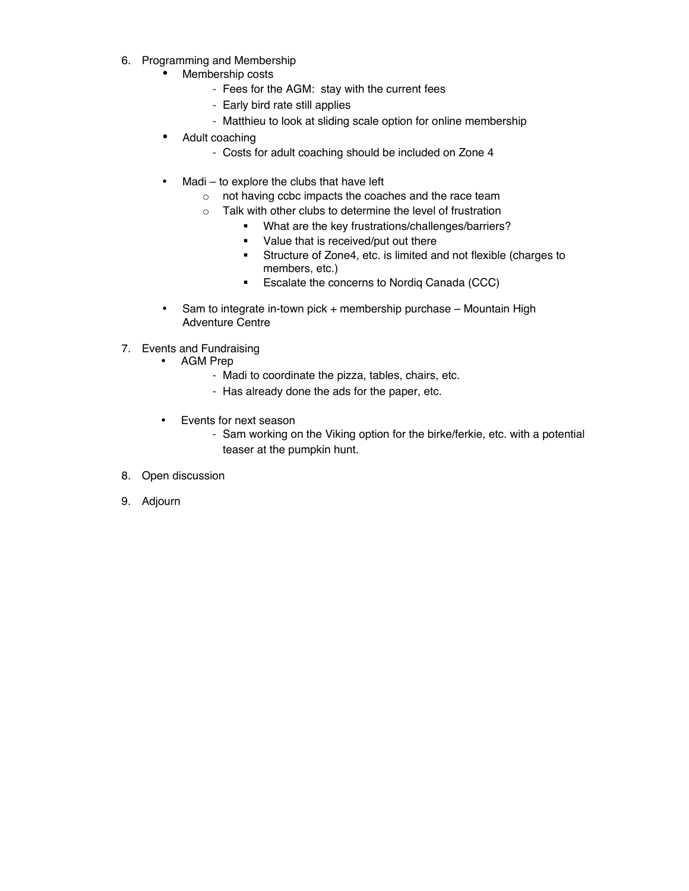6. Programming and Membership
    - Membership costs
        - Fees for the AGM:  stay with the current fees
        - Early bird rate still applies
        - Matthieu to look at sliding scale option for online membership
    - Adult coaching
        - Costs for adult coaching should be included on Zone 4
    - Madi – to explore the clubs that have left
        - not having ccbc impacts the coaches and the race team
        - Talk with other clubs to determine the level of frustration
            - What are the key frustrations/challenges/barriers?
            - Value that is received/put out there
            - Structure of Zone4, etc. is limited and not flexible (charges to members, etc.)
            - Escalate the concerns to Nordiq Canada (CCC)
    - Sam to integrate in-town pick + membership purchase – Mountain High Adventure Centre
7. Events and Fundraising
    - AGM Prep
        - Madi to coordinate the pizza, tables, chairs, etc.
        - Has already done the ads for the paper, etc.
    - Events for next season
        - Sam working on the Viking option for the birke/ferkie, etc. with a potential teaser at the pumpkin hunt.
8. Open discussion
9. Adjourn